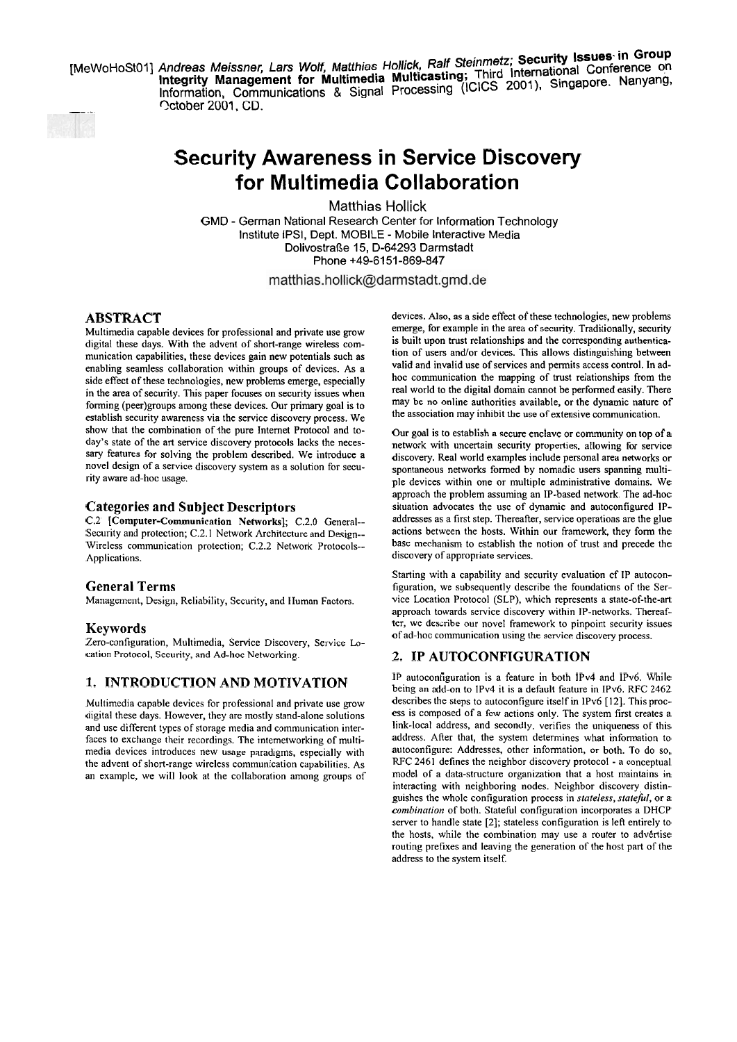[MeWoHoSt01] *Andreas Meissner, Lars Wolf, Matthias Hollick, Ralf Steinmetz;* **Security Issues in Group Integrity Management for Multimedia Multicasting;** Third International Conference on Information, Communications & Signal Processing (ICICS 2001), Singapore. Nanyang, October 2001, CD.

# Security Awareness in Service Discovery for Multimedia Collaboration

Matthias Hollick
GMD - German National Research Center for Information Technology
Institute IPSI, Dept. MOBILE - Mobile Interactive Media
Dolivostraße 15, D-64293 Darmstadt
Phone +49-6151-869-847

matthias.hollick@darmstadt.gmd.de

## ABSTRACT

Multimedia capable devices for professional and private use grow digital these days. With the advent of short-range wireless communication capabilities, these devices gain new potentials such as enabling seamless collaboration within groups of devices. As a side effect of these technologies, new problems emerge, especially in the area of security. This paper focuses on security issues when forming (peer)groups among these devices. Our primary goal is to establish security awareness via the service discovery process. We show that the combination of the pure Internet Protocol and today's state of the art service discovery protocols lacks the necessary features for solving the problem described. We introduce a novel design of a service discovery system as a solution for security aware ad-hoc usage.

### Categories and Subject Descriptors

C.2 [**Computer-Communication Networks**]; C.2.0 General--Security and protection; C.2.1 Network Architecture and Design--Wireless communication protection; C.2.2 Network Protocols--Applications.

### General Terms

Management, Design, Reliability, Security, and Human Factors.

### Keywords

Zero-configuration, Multimedia, Service Discovery, Service Location Protocol, Security, and Ad-hoc Networking.

## 1. INTRODUCTION AND MOTIVATION

Multimedia capable devices for professional and private use grow digital these days. However, they are mostly stand-alone solutions and use different types of storage media and communication interfaces to exchange their recordings. The internetworking of multimedia devices introduces new usage paradigms, especially with the advent of short-range wireless communication capabilities. As an example, we will look at the collaboration among groups of devices. Also, as a side effect of these technologies, new problems emerge, for example in the area of security. Traditionally, security is built upon trust relationships and the corresponding authentication of users and/or devices. This allows distinguishing between valid and invalid use of services and permits access control. In ad-hoc communication the mapping of trust relationships from the real world to the digital domain cannot be performed easily. There may be no online authorities available, or the dynamic nature of the association may inhibit the use of extensive communication.

Our goal is to establish a secure enclave or community on top of a network with uncertain security properties, allowing for service discovery. Real world examples include personal area networks or spontaneous networks formed by nomadic users spanning multiple devices within one or multiple administrative domains. We approach the problem assuming an IP-based network. The ad-hoc situation advocates the use of dynamic and autoconfigured IP-addresses as a first step. Thereafter, service operations are the glue actions between the hosts. Within our framework, they form the base mechanism to establish the notion of trust and precede the discovery of appropriate services.

Starting with a capability and security evaluation of IP autoconfiguration, we subsequently describe the foundations of the Service Location Protocol (SLP), which represents a state-of-the-art approach towards service discovery within IP-networks. Thereafter, we describe our novel framework to pinpoint security issues of ad-hoc communication using the service discovery process.

## 2. IP AUTOCONFIGURATION

IP autoconfiguration is a feature in both IPv4 and IPv6. While being an add-on to IPv4 it is a default feature in IPv6. RFC 2462 describes the steps to autoconfigure itself in IPv6 [12]. This process is composed of a few actions only. The system first creates a link-local address, and secondly, verifies the uniqueness of this address. After that, the system determines what information to autoconfigure: Addresses, other information, or both. To do so, RFC 2461 defines the neighbor discovery protocol - a conceptual model of a data-structure organization that a host maintains in interacting with neighboring nodes. Neighbor discovery distinguishes the whole configuration process in *stateless*, *stateful*, or a *combination* of both. Stateful configuration incorporates a DHCP server to handle state [2]; stateless configuration is left entirely to the hosts, while the combination may use a router to advertise routing prefixes and leaving the generation of the host part of the address to the system itself.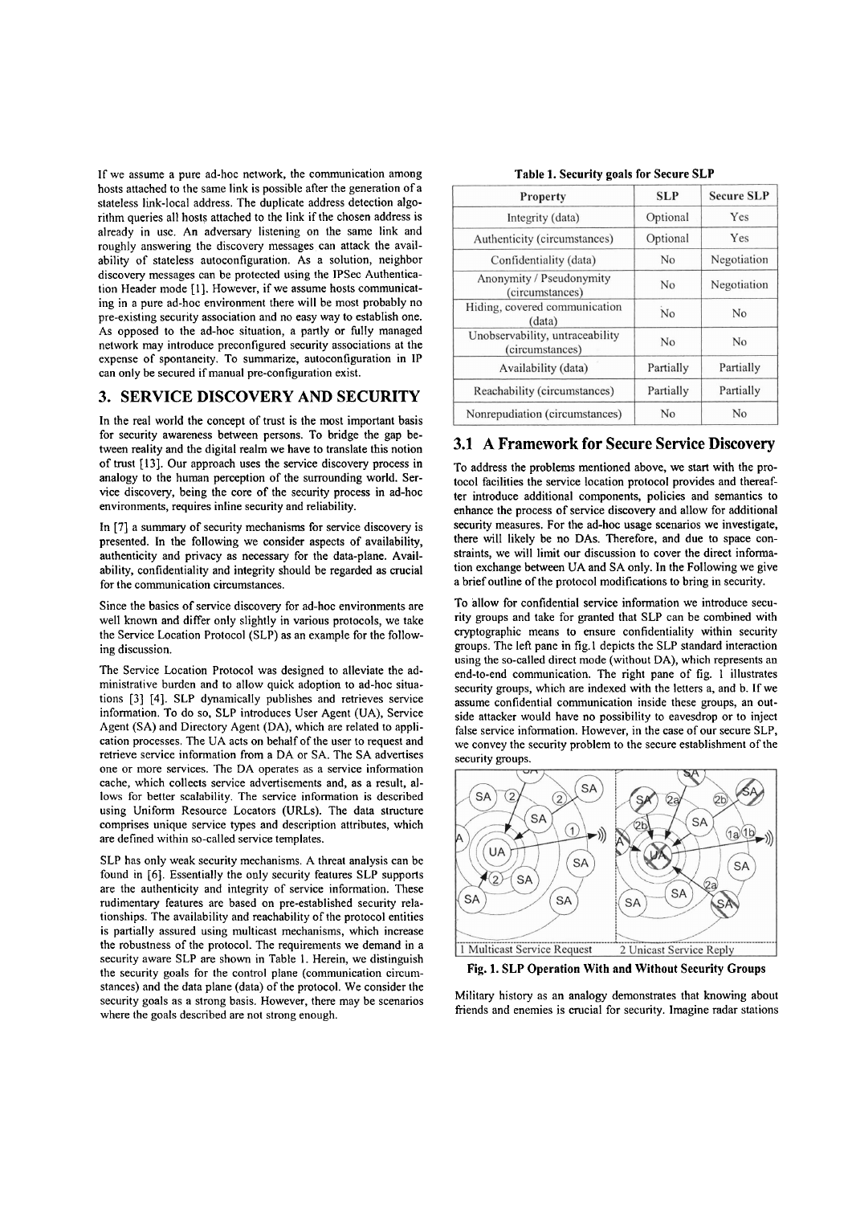If we assume a pure ad-hoc network, the communication among hosts attached to the same link is possible after the generation of a stateless link-local address. The duplicate address detection algorithm queries all hosts attached to the link if the chosen address is already in use. An adversary listening on the same link and roughly answering the discovery messages can attack the availability of stateless autoconfiguration. As a solution, neighbor discovery messages can be protected using the IPSec Authentication Header mode [1]. However, if we assume hosts communicating in a pure ad-hoc environment there will be most probably no pre-existing security association and no easy way to establish one. As opposed to the ad-hoc situation, a partly or fully managed network may introduce preconfigured security associations at the expense of spontaneity. To summarize, autoconfiguration in IP can only be secured if manual pre-configuration exist.

## 3. SERVICE DISCOVERY AND SECURITY

In the real world the concept of trust is the most important basis for security awareness between persons. To bridge the gap between reality and the digital realm we have to translate this notion of trust [13]. Our approach uses the service discovery process in analogy to the human perception of the surrounding world. Service discovery, being the core of the security process in ad-hoc environments, requires inline security and reliability.

In [7] a summary of security mechanisms for service discovery is presented. In the following we consider aspects of availability, authenticity and privacy as necessary for the data-plane. Availability, confidentiality and integrity should be regarded as crucial for the communication circumstances.

Since the basics of service discovery for ad-hoc environments are well known and differ only slightly in various protocols, we take the Service Location Protocol (SLP) as an example for the following discussion.

The Service Location Protocol was designed to alleviate the administrative burden and to allow quick adoption to ad-hoc situations [3] [4]. SLP dynamically publishes and retrieves service information. To do so, SLP introduces User Agent (UA), Service Agent (SA) and Directory Agent (DA), which are related to application processes. The UA acts on behalf of the user to request and retrieve service information from a DA or SA. The SA advertises one or more services. The DA operates as a service information cache, which collects service advertisements and, as a result, allows for better scalability. The service information is described using Uniform Resource Locators (URLs). The data structure comprises unique service types and description attributes, which are defined within so-called service templates.

SLP has only weak security mechanisms. A threat analysis can be found in [6]. Essentially the only security features SLP supports are the authenticity and integrity of service information. These rudimentary features are based on pre-established security relationships. The availability and reachability of the protocol entities is partially assured using multicast mechanisms, which increase the robustness of the protocol. The requirements we demand in a security aware SLP are shown in Table 1. Herein, we distinguish the security goals for the control plane (communication circumstances) and the data plane (data) of the protocol. We consider the security goals as a strong basis. However, there may be scenarios where the goals described are not strong enough.

**Table 1. Security goals for Secure SLP**

| Property | SLP | Secure SLP |
|---|---|---|
| Integrity (data) | Optional | Yes |
| Authenticity (circumstances) | Optional | Yes |
| Confidentiality (data) | No | Negotiation |
| Anonymity / Pseudonymity (circumstances) | No | Negotiation |
| Hiding, covered communication (data) | No | No |
| Unobservability, untraceability (circumstances) | No | No |
| Availability (data) | Partially | Partially |
| Reachability (circumstances) | Partially | Partially |
| Nonrepudiation (circumstances) | No | No |

### 3.1 A Framework for Secure Service Discovery

To address the problems mentioned above, we start with the protocol facilities the service location protocol provides and thereafter introduce additional components, policies and semantics to enhance the process of service discovery and allow for additional security measures. For the ad-hoc usage scenarios we investigate, there will likely be no DAs. Therefore, and due to space constraints, we will limit our discussion to cover the direct information exchange between UA and SA only. In the Following we give a brief outline of the protocol modifications to bring in security.

To allow for confidential service information we introduce security groups and take for granted that SLP can be combined with cryptographic means to ensure confidentiality within security groups. The left pane in fig.1 depicts the SLP standard interaction using the so-called direct mode (without DA), which represents an end-to-end communication. The right pane of fig. 1 illustrates security groups, which are indexed with the letters a, and b. If we assume confidential communication inside these groups, an outside attacker would have no possibility to eavesdrop or to inject false service information. However, in the case of our secure SLP, we convey the security problem to the secure establishment of the security groups.

1 Multicast Service Request 2 Unicast Service Reply

**Fig. 1. SLP Operation With and Without Security Groups**

Military history as an analogy demonstrates that knowing about friends and enemies is crucial for security. Imagine radar stations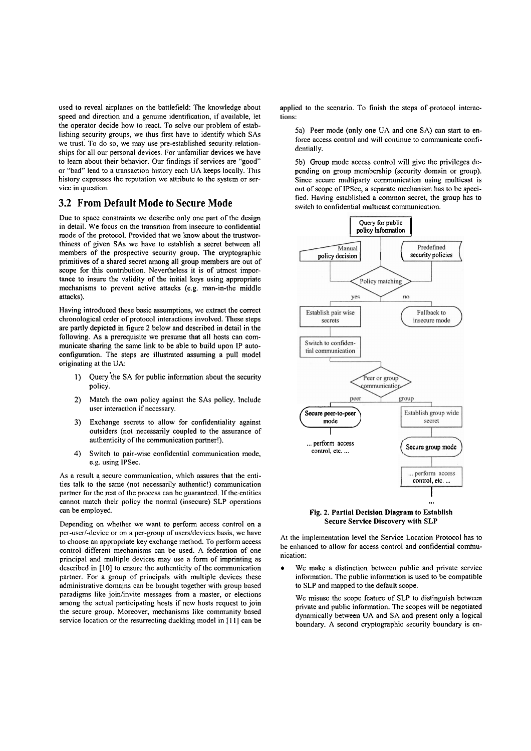used to reveal airplanes on the battlefield: The knowledge about speed and direction and a genuine identification, if available, let the operator decide how to react. To solve our problem of establishing security groups, we thus first have to identify which SAs we trust. To do so, we may use pre-established security relationships for all our personal devices. For unfamiliar devices we have to learn about their behavior. Our findings if services are "good" or "bad" lead to a transaction history each UA keeps locally. This history expresses the reputation we attribute to the system or service in question.

## 3.2 From Default Mode to Secure Mode

Due to space constraints we describe only one part of the design in detail. We focus on the transition from insecure to confidential mode of the protocol. Provided that we know about the trustworthiness of given SAs we have to establish a secret between all members of the prospective security group. The cryptographic primitives of a shared secret among all group members are out of scope for this contribution. Nevertheless it is of utmost importance to insure the validity of the initial keys using appropriate mechanisms to prevent active attacks (e.g. man-in-the middle attacks).

Having introduced these basic assumptions, we extract the correct chronological order of protocol interactions involved. These steps are partly depicted in figure 2 below and described in detail in the following. As a prerequisite we presume that all hosts can communicate sharing the same link to be able to build upon IP autoconfiguration. The steps are illustrated assuming a pull model originating at the UA:

1) Query the SA for public information about the security policy.

2) Match the own policy against the SAs policy. Include user interaction if necessary.

3) Exchange secrets to allow for confidentiality against outsiders (not necessarily coupled to the assurance of authenticity of the communication partner!).

4) Switch to pair-wise confidential communication mode, e.g. using IPSec.

As a result a secure communication, which assures that the entities talk to the same (not necessarily authentic!) communication partner for the rest of the process can be guaranteed. If the entities cannot match their policy the normal (insecure) SLP operations can be employed.

Depending on whether we want to perform access control on a per-user/-device or on a per-group of users/devices basis, we have to choose an appropriate key exchange method. To perform access control different mechanisms can be used. A federation of one principal and multiple devices may use a form of imprinting as described in [10] to ensure the authenticity of the communication partner. For a group of principals with multiple devices these administrative domains can be brought together with group based paradigms like join/invite messages from a master, or elections among the actual participating hosts if new hosts request to join the secure group. Moreover, mechanisms like community based service location or the resurrecting duckling model in [11] can be applied to the scenario. To finish the steps of protocol interactions:

5a) Peer mode (only one UA and one SA) can start to enforce access control and will continue to communicate confidentially.

5b) Group mode access control will give the privileges depending on group membership (security domain or group). Since secure multiparty communication using multicast is out of scope of IPSec, a separate mechanism has to be specified. Having established a common secret, the group has to switch to confidential multicast communication.

Query for public policy information → Manual policy decision / Predefined security policies → Policy matching → yes: Establish pair wise secrets → Switch to confidential communication → Peer or group communication → peer: Secure peer-to-peer mode → ... perform access control, etc. ...; group: Establish group wide secret → Secure group mode → ... perform access control, etc. ... → ...; no: Fallback to insecure mode

**Fig. 2. Partial Decision Diagram to Establish Secure Service Discovery with SLP**

At the implementation level the Service Location Protocol has to be enhanced to allow for access control and confidential communication:

- We make a distinction between public and private service information. The public information is used to be compatible to SLP and mapped to the default scope.

  We misuse the scope feature of SLP to distinguish between private and public information. The scopes will be negotiated dynamically between UA and SA and present only a logical boundary. A second cryptographic security boundary is en-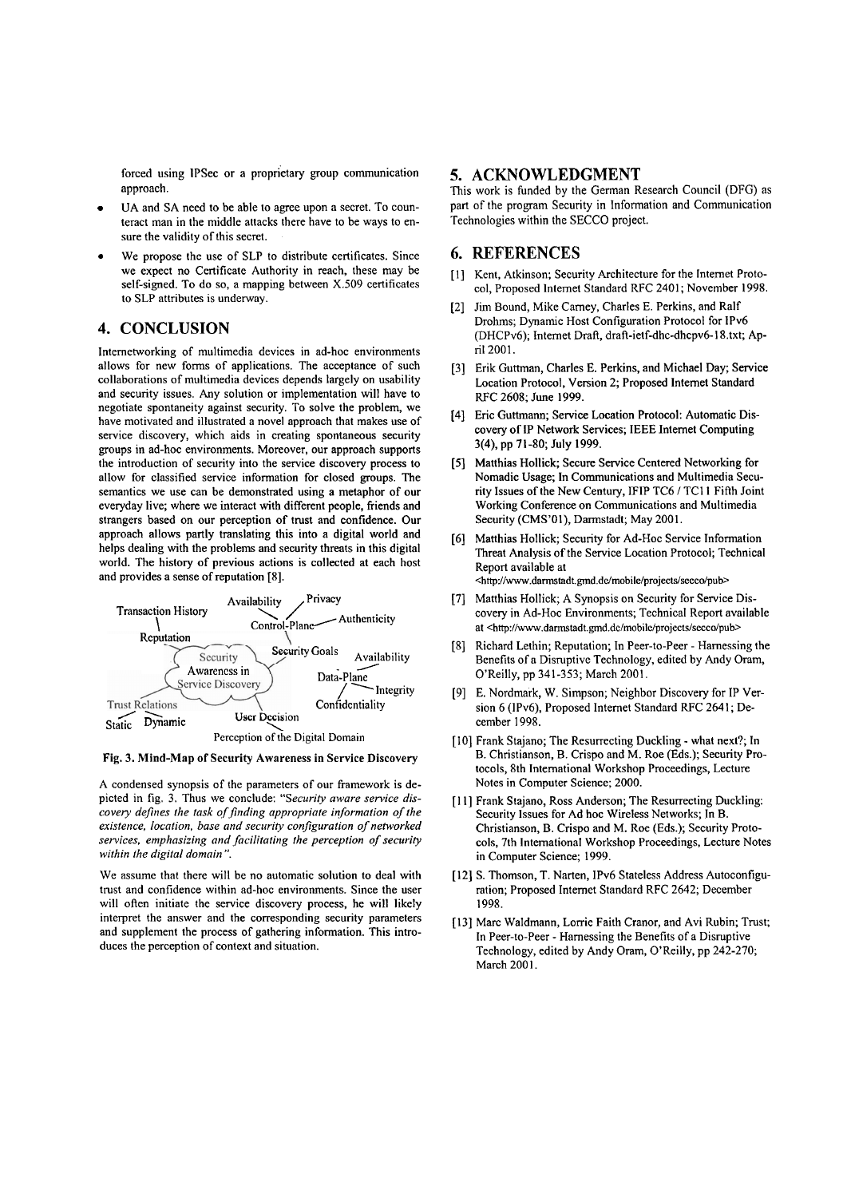forced using IPSec or a proprietary group communication approach.

- UA and SA need to be able to agree upon a secret. To counteract man in the middle attacks there have to be ways to ensure the validity of this secret.
- We propose the use of SLP to distribute certificates. Since we expect no Certificate Authority in reach, these may be self-signed. To do so, a mapping between X.509 certificates to SLP attributes is underway.

## 4. CONCLUSION

Internetworking of multimedia devices in ad-hoc environments allows for new forms of applications. The acceptance of such collaborations of multimedia devices depends largely on usability and security issues. Any solution or implementation will have to negotiate spontaneity against security. To solve the problem, we have motivated and illustrated a novel approach that makes use of service discovery, which aids in creating spontaneous security groups in ad-hoc environments. Moreover, our approach supports the introduction of security into the service discovery process to allow for classified service information for closed groups. The semantics we use can be demonstrated using a metaphor of our everyday live; where we interact with different people, friends and strangers based on our perception of trust and confidence. Our approach allows partly translating this into a digital world and helps dealing with the problems and security threats in this digital world. The history of previous actions is collected at each host and provides a sense of reputation [8].

Transaction History
Reputation
Availability
Privacy
Control-Plane
Authenticity
Security Awareness in Service Discovery
Security Goals
Availability
Data-Plane
Integrity
Confidentiality
Trust Relations
Static
Dynamic
User Decision
Perception of the Digital Domain

**Fig. 3. Mind-Map of Security Awareness in Service Discovery**

A condensed synopsis of the parameters of our framework is depicted in fig. 3. Thus we conclude: "*Security aware service discovery defines the task of finding appropriate information of the existence, location, base and security configuration of networked services, emphasizing and facilitating the perception of security within the digital domain*".

We assume that there will be no automatic solution to deal with trust and confidence within ad-hoc environments. Since the user will often initiate the service discovery process, he will likely interpret the answer and the corresponding security parameters and supplement the process of gathering information. This introduces the perception of context and situation.

## 5. ACKNOWLEDGMENT

This work is funded by the German Research Council (DFG) as part of the program Security in Information and Communication Technologies within the SECCO project.

## 6. REFERENCES

[1] Kent, Atkinson; Security Architecture for the Internet Protocol, Proposed Internet Standard RFC 2401; November 1998.

[2] Jim Bound, Mike Carney, Charles E. Perkins, and Ralf Drohms; Dynamic Host Configuration Protocol for IPv6 (DHCPv6); Internet Draft, draft-ietf-dhc-dhcpv6-18.txt; April 2001.

[3] Erik Guttman, Charles E. Perkins, and Michael Day; Service Location Protocol, Version 2; Proposed Internet Standard RFC 2608; June 1999.

[4] Eric Guttmann; Service Location Protocol: Automatic Discovery of IP Network Services; IEEE Internet Computing 3(4), pp 71-80; July 1999.

[5] Matthias Hollick; Secure Service Centered Networking for Nomadic Usage; In Communications and Multimedia Security Issues of the New Century, IFIP TC6 / TC11 Fifth Joint Working Conference on Communications and Multimedia Security (CMS'01), Darmstadt; May 2001.

[6] Matthias Hollick; Security for Ad-Hoc Service Information Threat Analysis of the Service Location Protocol; Technical Report available at <http://www.darmstadt.gmd.de/mobile/projects/secco/pub>

[7] Matthias Hollick; A Synopsis on Security for Service Discovery in Ad-Hoc Environments; Technical Report available at <http://www.darmstadt.gmd.de/mobile/projects/secco/pub>

[8] Richard Lethin; Reputation; In Peer-to-Peer - Harnessing the Benefits of a Disruptive Technology, edited by Andy Oram, O'Reilly, pp 341-353; March 2001.

[9] E. Nordmark, W. Simpson; Neighbor Discovery for IP Version 6 (IPv6), Proposed Internet Standard RFC 2641; December 1998.

[10] Frank Stajano; The Resurrecting Duckling - what next?; In B. Christianson, B. Crispo and M. Roe (Eds.); Security Protocols, 8th International Workshop Proceedings, Lecture Notes in Computer Science; 2000.

[11] Frank Stajano, Ross Anderson; The Resurrecting Duckling: Security Issues for Ad hoc Wireless Networks; In B. Christianson, B. Crispo and M. Roe (Eds.); Security Protocols, 7th International Workshop Proceedings, Lecture Notes in Computer Science; 1999.

[12] S. Thomson, T. Narten, IPv6 Stateless Address Autoconfiguration; Proposed Internet Standard RFC 2642; December 1998.

[13] Marc Waldmann, Lorrie Faith Cranor, and Avi Rubin; Trust; In Peer-to-Peer - Harnessing the Benefits of a Disruptive Technology, edited by Andy Oram, O'Reilly, pp 242-270; March 2001.